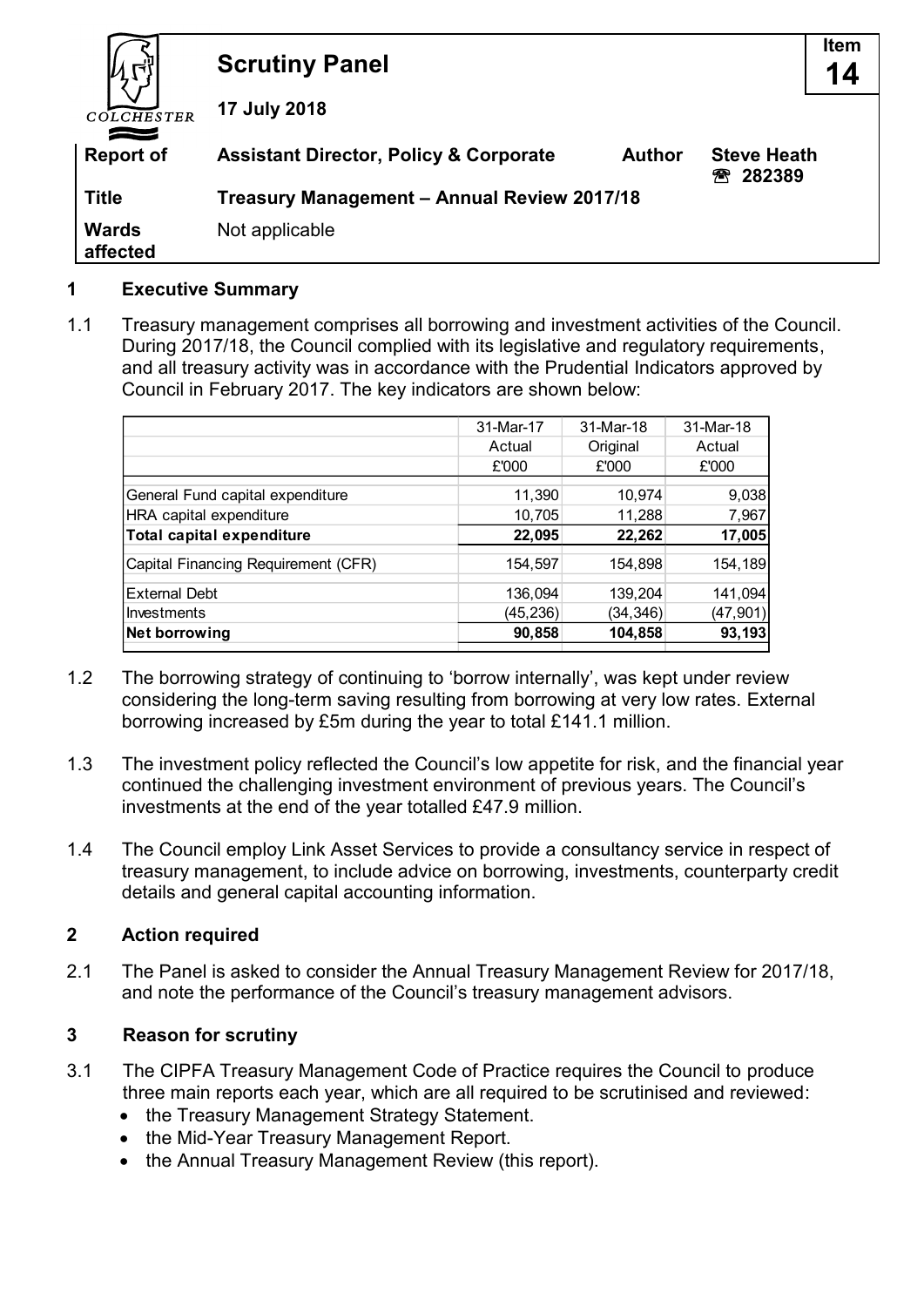# Scrutiny Panel

**17 July 2018**

**Item 14**

COLCHESTER

| | | | |
|---|---|---|---|
| **Report of** | **Assistant Director, Policy & Corporate** | **Author** | **Steve Heath** ☎ **282389** |
| **Title** | **Treasury Management – Annual Review 2017/18** | | |
| **Wards affected** | Not applicable | | |

## 1 Executive Summary

1.1 Treasury management comprises all borrowing and investment activities of the Council. During 2017/18, the Council complied with its legislative and regulatory requirements, and all treasury activity was in accordance with the Prudential Indicators approved by Council in February 2017. The key indicators are shown below:

| | 31-Mar-17 Actual £'000 | 31-Mar-18 Original £'000 | 31-Mar-18 Actual £'000 |
|---|---|---|---|
| General Fund capital expenditure | 11,390 | 10,974 | 9,038 |
| HRA capital expenditure | 10,705 | 11,288 | 7,967 |
| **Total capital expenditure** | **22,095** | **22,262** | **17,005** |
| Capital Financing Requirement (CFR) | 154,597 | 154,898 | 154,189 |
| External Debt | 136,094 | 139,204 | 141,094 |
| Investments | (45,236) | (34,346) | (47,901) |
| **Net borrowing** | **90,858** | **104,858** | **93,193** |

1.2 The borrowing strategy of continuing to 'borrow internally', was kept under review considering the long-term saving resulting from borrowing at very low rates. External borrowing increased by £5m during the year to total £141.1 million.

1.3 The investment policy reflected the Council's low appetite for risk, and the financial year continued the challenging investment environment of previous years. The Council's investments at the end of the year totalled £47.9 million.

1.4 The Council employ Link Asset Services to provide a consultancy service in respect of treasury management, to include advice on borrowing, investments, counterparty credit details and general capital accounting information.

## 2 Action required

2.1 The Panel is asked to consider the Annual Treasury Management Review for 2017/18, and note the performance of the Council's treasury management advisors.

## 3 Reason for scrutiny

3.1 The CIPFA Treasury Management Code of Practice requires the Council to produce three main reports each year, which are all required to be scrutinised and reviewed:

- the Treasury Management Strategy Statement.
- the Mid-Year Treasury Management Report.
- the Annual Treasury Management Review (this report).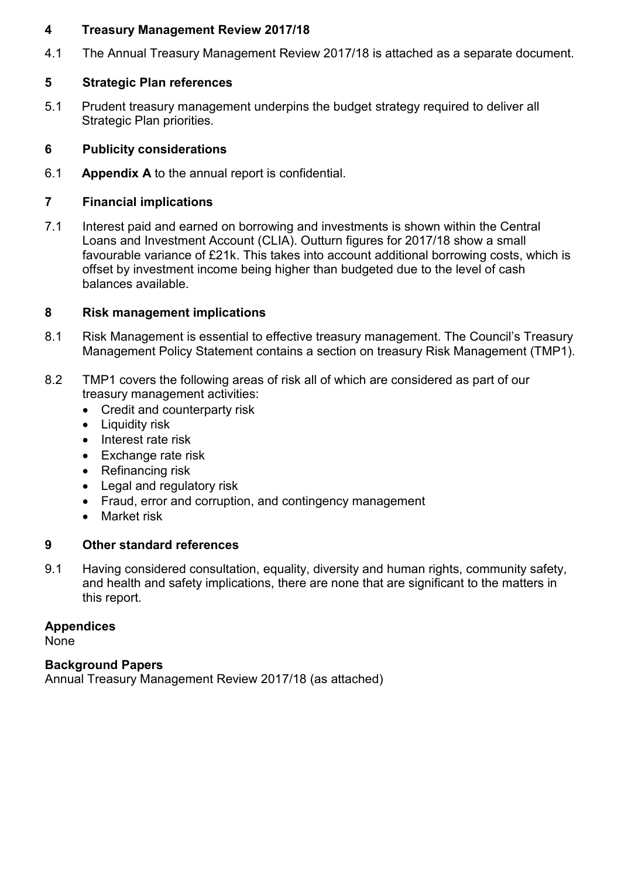## 4 Treasury Management Review 2017/18

4.1 The Annual Treasury Management Review 2017/18 is attached as a separate document.

## 5 Strategic Plan references

5.1 Prudent treasury management underpins the budget strategy required to deliver all Strategic Plan priorities.

## 6 Publicity considerations

6.1 **Appendix A** to the annual report is confidential.

## 7 Financial implications

7.1 Interest paid and earned on borrowing and investments is shown within the Central Loans and Investment Account (CLIA). Outturn figures for 2017/18 show a small favourable variance of £21k. This takes into account additional borrowing costs, which is offset by investment income being higher than budgeted due to the level of cash balances available.

## 8 Risk management implications

8.1 Risk Management is essential to effective treasury management. The Council's Treasury Management Policy Statement contains a section on treasury Risk Management (TMP1).

8.2 TMP1 covers the following areas of risk all of which are considered as part of our treasury management activities:

- Credit and counterparty risk
- Liquidity risk
- Interest rate risk
- Exchange rate risk
- Refinancing risk
- Legal and regulatory risk
- Fraud, error and corruption, and contingency management
- Market risk

## 9 Other standard references

9.1 Having considered consultation, equality, diversity and human rights, community safety, and health and safety implications, there are none that are significant to the matters in this report.

**Appendices**
None

**Background Papers**
Annual Treasury Management Review 2017/18 (as attached)